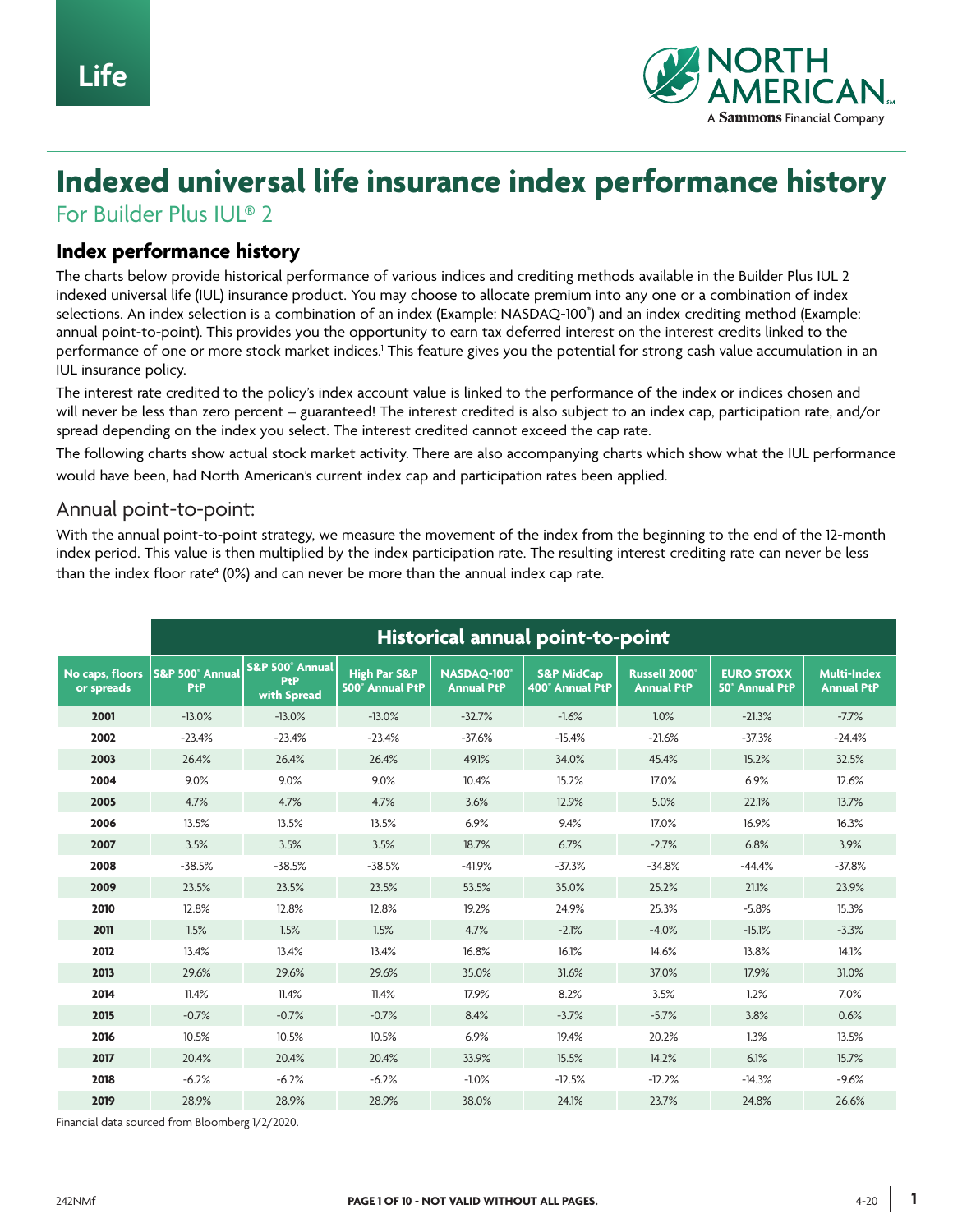Life

NORTH AMERICAN
A Sammons Financial Company

# Indexed universal life insurance index performance history

For Builder Plus IUL® 2

## Index performance history

The charts below provide historical performance of various indices and crediting methods available in the Builder Plus IUL 2 indexed universal life (IUL) insurance product. You may choose to allocate premium into any one or a combination of index selections. An index selection is a combination of an index (Example: NASDAQ-100®) and an index crediting method (Example: annual point-to-point). This provides you the opportunity to earn tax deferred interest on the interest credits linked to the performance of one or more stock market indices.[1] This feature gives you the potential for strong cash value accumulation in an IUL insurance policy.

The interest rate credited to the policy's index account value is linked to the performance of the index or indices chosen and will never be less than zero percent – guaranteed! The interest credited is also subject to an index cap, participation rate, and/or spread depending on the index you select. The interest credited cannot exceed the cap rate.

The following charts show actual stock market activity. There are also accompanying charts which show what the IUL performance would have been, had North American's current index cap and participation rates been applied.

### Annual point-to-point:

With the annual point-to-point strategy, we measure the movement of the index from the beginning to the end of the 12-month index period. This value is then multiplied by the index participation rate. The resulting interest crediting rate can never be less than the index floor rate[4] (0%) and can never be more than the annual index cap rate.

| | Historical annual point-to-point | | | | | | | |
|---|---|---|---|---|---|---|---|---|
| No caps, floors or spreads | S&P 500® Annual PtP | S&P 500® Annual PtP with Spread | High Par S&P 500® Annual PtP | NASDAQ-100® Annual PtP | S&P MidCap 400® Annual PtP | Russell 2000® Annual PtP | EURO STOXX 50® Annual PtP | Multi-Index Annual PtP |
| 2001 | -13.0% | -13.0% | -13.0% | -32.7% | -1.6% | 1.0% | -21.3% | -7.7% |
| 2002 | -23.4% | -23.4% | -23.4% | -37.6% | -15.4% | -21.6% | -37.3% | -24.4% |
| 2003 | 26.4% | 26.4% | 26.4% | 49.1% | 34.0% | 45.4% | 15.2% | 32.5% |
| 2004 | 9.0% | 9.0% | 9.0% | 10.4% | 15.2% | 17.0% | 6.9% | 12.6% |
| 2005 | 4.7% | 4.7% | 4.7% | 3.6% | 12.9% | 5.0% | 22.1% | 13.7% |
| 2006 | 13.5% | 13.5% | 13.5% | 6.9% | 9.4% | 17.0% | 16.9% | 16.3% |
| 2007 | 3.5% | 3.5% | 3.5% | 18.7% | 6.7% | -2.7% | 6.8% | 3.9% |
| 2008 | -38.5% | -38.5% | -38.5% | -41.9% | -37.3% | -34.8% | -44.4% | -37.8% |
| 2009 | 23.5% | 23.5% | 23.5% | 53.5% | 35.0% | 25.2% | 21.1% | 23.9% |
| 2010 | 12.8% | 12.8% | 12.8% | 19.2% | 24.9% | 25.3% | -5.8% | 15.3% |
| 2011 | 1.5% | 1.5% | 1.5% | 4.7% | -2.1% | -4.0% | -15.1% | -3.3% |
| 2012 | 13.4% | 13.4% | 13.4% | 16.8% | 16.1% | 14.6% | 13.8% | 14.1% |
| 2013 | 29.6% | 29.6% | 29.6% | 35.0% | 31.6% | 37.0% | 17.9% | 31.0% |
| 2014 | 11.4% | 11.4% | 11.4% | 17.9% | 8.2% | 3.5% | 1.2% | 7.0% |
| 2015 | -0.7% | -0.7% | -0.7% | 8.4% | -3.7% | -5.7% | 3.8% | 0.6% |
| 2016 | 10.5% | 10.5% | 10.5% | 6.9% | 19.4% | 20.2% | 1.3% | 13.5% |
| 2017 | 20.4% | 20.4% | 20.4% | 33.9% | 15.5% | 14.2% | 6.1% | 15.7% |
| 2018 | -6.2% | -6.2% | -6.2% | -1.0% | -12.5% | -12.2% | -14.3% | -9.6% |
| 2019 | 28.9% | 28.9% | 28.9% | 38.0% | 24.1% | 23.7% | 24.8% | 26.6% |

Financial data sourced from Bloomberg 1/2/2020.

242NMf — PAGE 1 OF 10 - NOT VALID WITHOUT ALL PAGES. — 4-20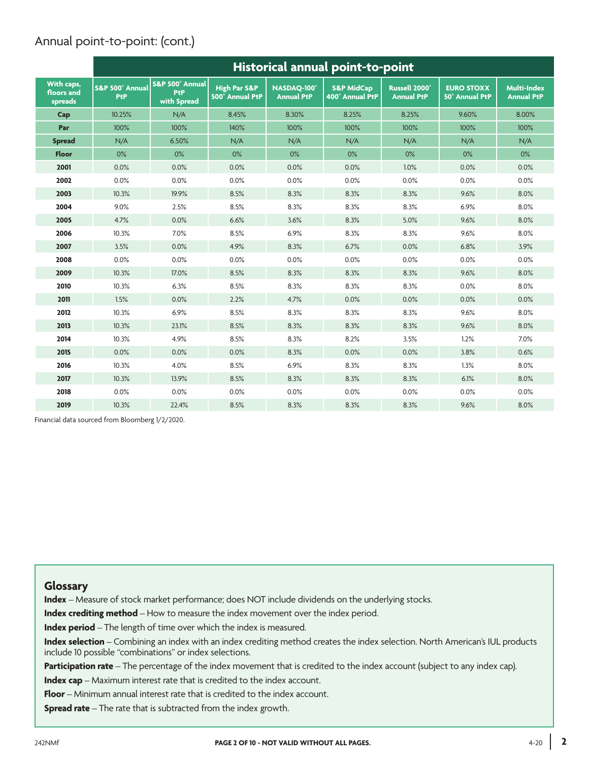## Annual point-to-point: (cont.)

| With caps, floors and spreads | Historical annual point-to-point | | | | | | | |
|---|---|---|---|---|---|---|---|---|
| | S&P 500® Annual PtP | S&P 500® Annual PtP with Spread | High Par S&P 500® Annual PtP | NASDAQ-100® Annual PtP | S&P MidCap 400® Annual PtP | Russell 2000® Annual PtP | EURO STOXX 50® Annual PtP | Multi-Index Annual PtP |
| **Cap** | 10.25% | N/A | 8.45% | 8.30% | 8.25% | 8.25% | 9.60% | 8.00% |
| **Par** | 100% | 100% | 140% | 100% | 100% | 100% | 100% | 100% |
| **Spread** | N/A | 6.50% | N/A | N/A | N/A | N/A | N/A | N/A |
| **Floor** | 0% | 0% | 0% | 0% | 0% | 0% | 0% | 0% |
| **2001** | 0.0% | 0.0% | 0.0% | 0.0% | 0.0% | 1.0% | 0.0% | 0.0% |
| **2002** | 0.0% | 0.0% | 0.0% | 0.0% | 0.0% | 0.0% | 0.0% | 0.0% |
| **2003** | 10.3% | 19.9% | 8.5% | 8.3% | 8.3% | 8.3% | 9.6% | 8.0% |
| **2004** | 9.0% | 2.5% | 8.5% | 8.3% | 8.3% | 8.3% | 6.9% | 8.0% |
| **2005** | 4.7% | 0.0% | 6.6% | 3.6% | 8.3% | 5.0% | 9.6% | 8.0% |
| **2006** | 10.3% | 7.0% | 8.5% | 6.9% | 8.3% | 8.3% | 9.6% | 8.0% |
| **2007** | 3.5% | 0.0% | 4.9% | 8.3% | 6.7% | 0.0% | 6.8% | 3.9% |
| **2008** | 0.0% | 0.0% | 0.0% | 0.0% | 0.0% | 0.0% | 0.0% | 0.0% |
| **2009** | 10.3% | 17.0% | 8.5% | 8.3% | 8.3% | 8.3% | 9.6% | 8.0% |
| **2010** | 10.3% | 6.3% | 8.5% | 8.3% | 8.3% | 8.3% | 0.0% | 8.0% |
| **2011** | 1.5% | 0.0% | 2.2% | 4.7% | 0.0% | 0.0% | 0.0% | 0.0% |
| **2012** | 10.3% | 6.9% | 8.5% | 8.3% | 8.3% | 8.3% | 9.6% | 8.0% |
| **2013** | 10.3% | 23.1% | 8.5% | 8.3% | 8.3% | 8.3% | 9.6% | 8.0% |
| **2014** | 10.3% | 4.9% | 8.5% | 8.3% | 8.2% | 3.5% | 1.2% | 7.0% |
| **2015** | 0.0% | 0.0% | 0.0% | 8.3% | 0.0% | 0.0% | 3.8% | 0.6% |
| **2016** | 10.3% | 4.0% | 8.5% | 6.9% | 8.3% | 8.3% | 1.3% | 8.0% |
| **2017** | 10.3% | 13.9% | 8.5% | 8.3% | 8.3% | 8.3% | 6.1% | 8.0% |
| **2018** | 0.0% | 0.0% | 0.0% | 0.0% | 0.0% | 0.0% | 0.0% | 0.0% |
| **2019** | 10.3% | 22.4% | 8.5% | 8.3% | 8.3% | 8.3% | 9.6% | 8.0% |

Financial data sourced from Bloomberg 1/2/2020.

### Glossary

**Index** – Measure of stock market performance; does NOT include dividends on the underlying stocks.

**Index crediting method** – How to measure the index movement over the index period.

**Index period** – The length of time over which the index is measured.

**Index selection** – Combining an index with an index crediting method creates the index selection. North American's IUL products include 10 possible "combinations" or index selections.

**Participation rate** – The percentage of the index movement that is credited to the index account (subject to any index cap).

**Index cap** – Maximum interest rate that is credited to the index account.

**Floor** – Minimum annual interest rate that is credited to the index account.

**Spread rate** – The rate that is subtracted from the index growth.

242NMf **PAGE 2 OF 10 - NOT VALID WITHOUT ALL PAGES.** 4-20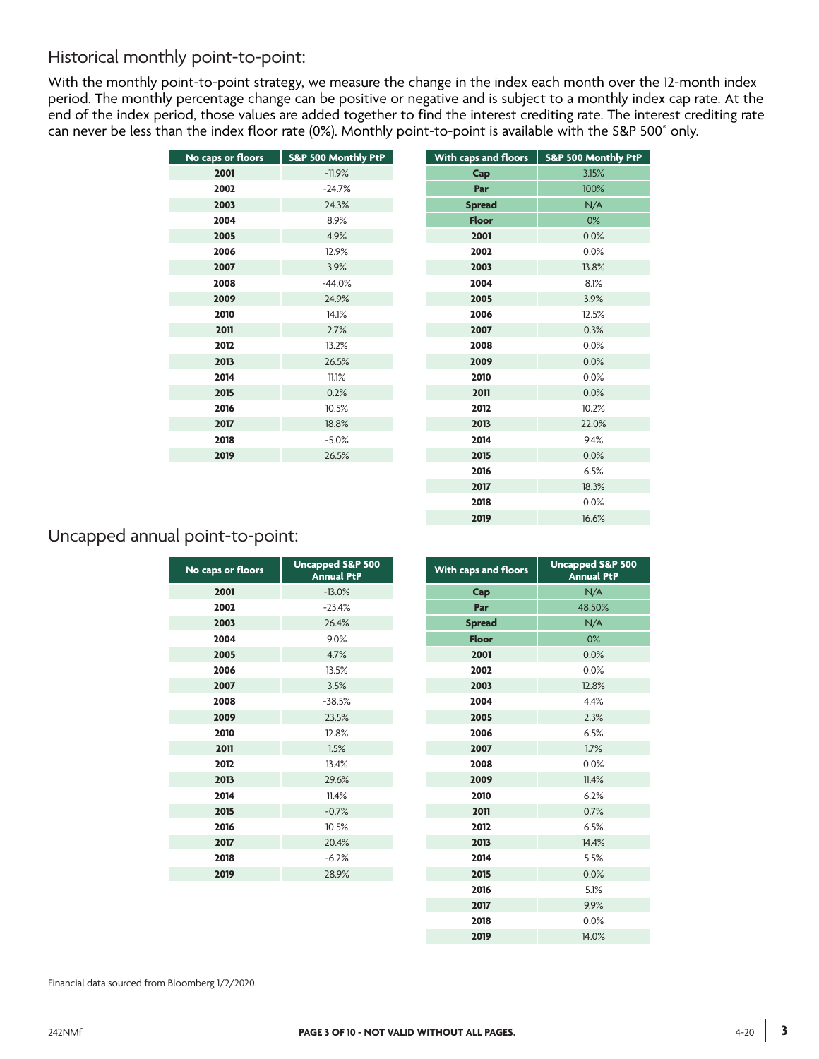## Historical monthly point-to-point:

With the monthly point-to-point strategy, we measure the change in the index each month over the 12-month index period. The monthly percentage change can be positive or negative and is subject to a monthly index cap rate. At the end of the index period, those values are added together to find the interest crediting rate. The interest crediting rate can never be less than the index floor rate (0%). Monthly point-to-point is available with the S&P 500® only.

| No caps or floors | S&P 500 Monthly PtP |
|---|---|
| 2001 | -11.9% |
| 2002 | -24.7% |
| 2003 | 24.3% |
| 2004 | 8.9% |
| 2005 | 4.9% |
| 2006 | 12.9% |
| 2007 | 3.9% |
| 2008 | -44.0% |
| 2009 | 24.9% |
| 2010 | 14.1% |
| 2011 | 2.7% |
| 2012 | 13.2% |
| 2013 | 26.5% |
| 2014 | 11.1% |
| 2015 | 0.2% |
| 2016 | 10.5% |
| 2017 | 18.8% |
| 2018 | -5.0% |
| 2019 | 26.5% |

| With caps and floors | S&P 500 Monthly PtP |
|---|---|
| Cap | 3.15% |
| Par | 100% |
| Spread | N/A |
| Floor | 0% |
| 2001 | 0.0% |
| 2002 | 0.0% |
| 2003 | 13.8% |
| 2004 | 8.1% |
| 2005 | 3.9% |
| 2006 | 12.5% |
| 2007 | 0.3% |
| 2008 | 0.0% |
| 2009 | 0.0% |
| 2010 | 0.0% |
| 2011 | 0.0% |
| 2012 | 10.2% |
| 2013 | 22.0% |
| 2014 | 9.4% |
| 2015 | 0.0% |
| 2016 | 6.5% |
| 2017 | 18.3% |
| 2018 | 0.0% |
| 2019 | 16.6% |

## Uncapped annual point-to-point:

| No caps or floors | Uncapped S&P 500 Annual PtP |
|---|---|
| 2001 | -13.0% |
| 2002 | -23.4% |
| 2003 | 26.4% |
| 2004 | 9.0% |
| 2005 | 4.7% |
| 2006 | 13.5% |
| 2007 | 3.5% |
| 2008 | -38.5% |
| 2009 | 23.5% |
| 2010 | 12.8% |
| 2011 | 1.5% |
| 2012 | 13.4% |
| 2013 | 29.6% |
| 2014 | 11.4% |
| 2015 | -0.7% |
| 2016 | 10.5% |
| 2017 | 20.4% |
| 2018 | -6.2% |
| 2019 | 28.9% |

| With caps and floors | Uncapped S&P 500 Annual PtP |
|---|---|
| Cap | N/A |
| Par | 48.50% |
| Spread | N/A |
| Floor | 0% |
| 2001 | 0.0% |
| 2002 | 0.0% |
| 2003 | 12.8% |
| 2004 | 4.4% |
| 2005 | 2.3% |
| 2006 | 6.5% |
| 2007 | 1.7% |
| 2008 | 0.0% |
| 2009 | 11.4% |
| 2010 | 6.2% |
| 2011 | 0.7% |
| 2012 | 6.5% |
| 2013 | 14.4% |
| 2014 | 5.5% |
| 2015 | 0.0% |
| 2016 | 5.1% |
| 2017 | 9.9% |
| 2018 | 0.0% |
| 2019 | 14.0% |

Financial data sourced from Bloomberg 1/2/2020.

242NMf

4-20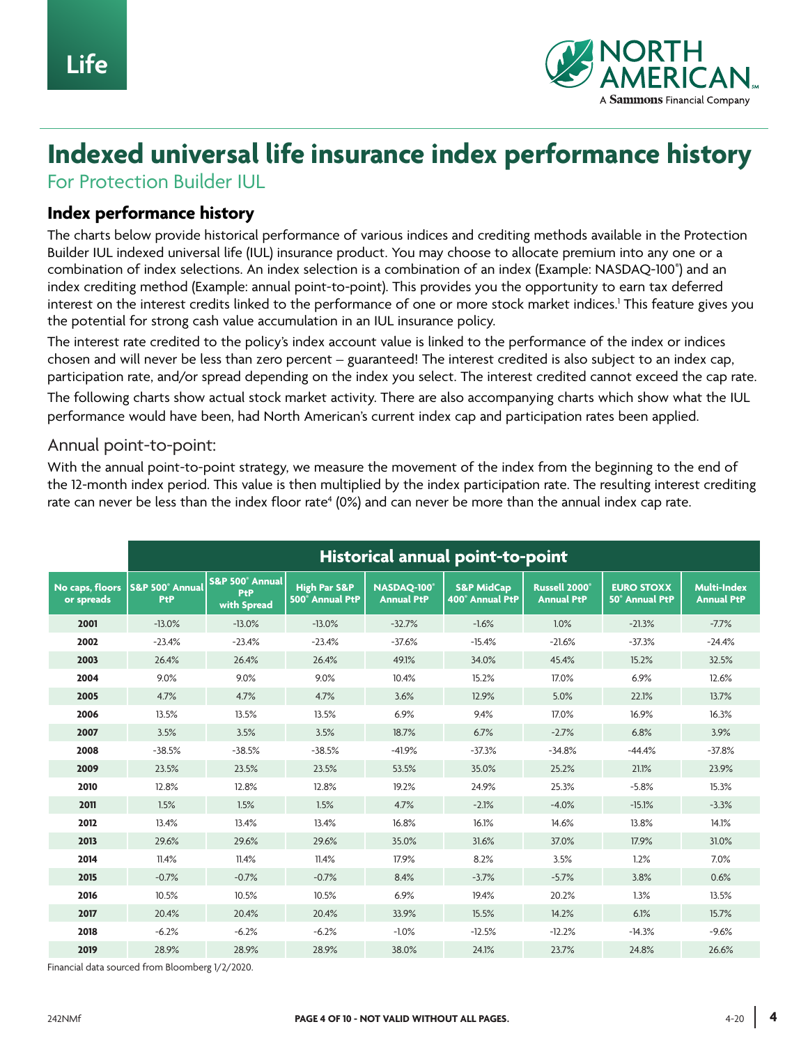Life

NORTH AMERICAN
A Sammons Financial Company

# Indexed universal life insurance index performance history

For Protection Builder IUL

## Index performance history

The charts below provide historical performance of various indices and crediting methods available in the Protection Builder IUL indexed universal life (IUL) insurance product. You may choose to allocate premium into any one or a combination of index selections. An index selection is a combination of an index (Example: NASDAQ-100®) and an index crediting method (Example: annual point-to-point). This provides you the opportunity to earn tax deferred interest on the interest credits linked to the performance of one or more stock market indices.[1] This feature gives you the potential for strong cash value accumulation in an IUL insurance policy.

The interest rate credited to the policy's index account value is linked to the performance of the index or indices chosen and will never be less than zero percent – guaranteed! The interest credited is also subject to an index cap, participation rate, and/or spread depending on the index you select. The interest credited cannot exceed the cap rate.

The following charts show actual stock market activity. There are also accompanying charts which show what the IUL performance would have been, had North American's current index cap and participation rates been applied.

### Annual point-to-point:

With the annual point-to-point strategy, we measure the movement of the index from the beginning to the end of the 12-month index period. This value is then multiplied by the index participation rate. The resulting interest crediting rate can never be less than the index floor rate[4] (0%) and can never be more than the annual index cap rate.

| | Historical annual point-to-point | | | | | | | |
|---|---|---|---|---|---|---|---|---|
| No caps, floors or spreads | S&P 500® Annual PtP | S&P 500® Annual PtP with Spread | High Par S&P 500® Annual PtP | NASDAQ-100® Annual PtP | S&P MidCap 400® Annual PtP | Russell 2000® Annual PtP | EURO STOXX 50® Annual PtP | Multi-Index Annual PtP |
| 2001 | -13.0% | -13.0% | -13.0% | -32.7% | -1.6% | 1.0% | -21.3% | -7.7% |
| 2002 | -23.4% | -23.4% | -23.4% | -37.6% | -15.4% | -21.6% | -37.3% | -24.4% |
| 2003 | 26.4% | 26.4% | 26.4% | 49.1% | 34.0% | 45.4% | 15.2% | 32.5% |
| 2004 | 9.0% | 9.0% | 9.0% | 10.4% | 15.2% | 17.0% | 6.9% | 12.6% |
| 2005 | 4.7% | 4.7% | 4.7% | 3.6% | 12.9% | 5.0% | 22.1% | 13.7% |
| 2006 | 13.5% | 13.5% | 13.5% | 6.9% | 9.4% | 17.0% | 16.9% | 16.3% |
| 2007 | 3.5% | 3.5% | 3.5% | 18.7% | 6.7% | -2.7% | 6.8% | 3.9% |
| 2008 | -38.5% | -38.5% | -38.5% | -41.9% | -37.3% | -34.8% | -44.4% | -37.8% |
| 2009 | 23.5% | 23.5% | 23.5% | 53.5% | 35.0% | 25.2% | 21.1% | 23.9% |
| 2010 | 12.8% | 12.8% | 12.8% | 19.2% | 24.9% | 25.3% | -5.8% | 15.3% |
| 2011 | 1.5% | 1.5% | 1.5% | 4.7% | -2.1% | -4.0% | -15.1% | -3.3% |
| 2012 | 13.4% | 13.4% | 13.4% | 16.8% | 16.1% | 14.6% | 13.8% | 14.1% |
| 2013 | 29.6% | 29.6% | 29.6% | 35.0% | 31.6% | 37.0% | 17.9% | 31.0% |
| 2014 | 11.4% | 11.4% | 11.4% | 17.9% | 8.2% | 3.5% | 1.2% | 7.0% |
| 2015 | -0.7% | -0.7% | -0.7% | 8.4% | -3.7% | -5.7% | 3.8% | 0.6% |
| 2016 | 10.5% | 10.5% | 10.5% | 6.9% | 19.4% | 20.2% | 1.3% | 13.5% |
| 2017 | 20.4% | 20.4% | 20.4% | 33.9% | 15.5% | 14.2% | 6.1% | 15.7% |
| 2018 | -6.2% | -6.2% | -6.2% | -1.0% | -12.5% | -12.2% | -14.3% | -9.6% |
| 2019 | 28.9% | 28.9% | 28.9% | 38.0% | 24.1% | 23.7% | 24.8% | 26.6% |

Financial data sourced from Bloomberg 1/2/2020.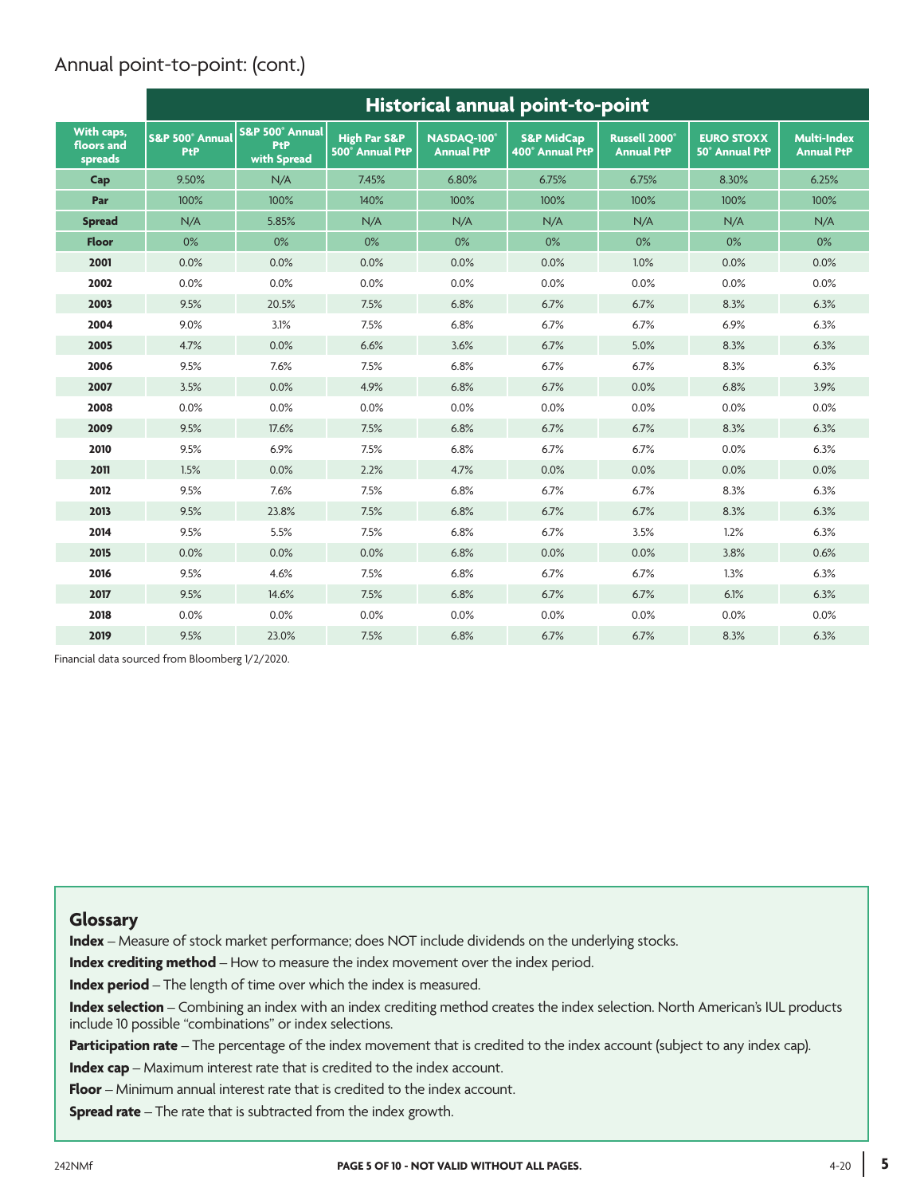## Annual point-to-point: (cont.)

| | Historical annual point-to-point | | | | | | | |
|---|---|---|---|---|---|---|---|---|
| **With caps, floors and spreads** | **S&P 500® Annual PtP** | **S&P 500® Annual PtP with Spread** | **High Par S&P 500® Annual PtP** | **NASDAQ-100® Annual PtP** | **S&P MidCap 400® Annual PtP** | **Russell 2000® Annual PtP** | **EURO STOXX 50® Annual PtP** | **Multi-Index Annual PtP** |
| **Cap** | 9.50% | N/A | 7.45% | 6.80% | 6.75% | 6.75% | 8.30% | 6.25% |
| **Par** | 100% | 100% | 140% | 100% | 100% | 100% | 100% | 100% |
| **Spread** | N/A | 5.85% | N/A | N/A | N/A | N/A | N/A | N/A |
| **Floor** | 0% | 0% | 0% | 0% | 0% | 0% | 0% | 0% |
| **2001** | 0.0% | 0.0% | 0.0% | 0.0% | 0.0% | 1.0% | 0.0% | 0.0% |
| **2002** | 0.0% | 0.0% | 0.0% | 0.0% | 0.0% | 0.0% | 0.0% | 0.0% |
| **2003** | 9.5% | 20.5% | 7.5% | 6.8% | 6.7% | 6.7% | 8.3% | 6.3% |
| **2004** | 9.0% | 3.1% | 7.5% | 6.8% | 6.7% | 6.7% | 6.9% | 6.3% |
| **2005** | 4.7% | 0.0% | 6.6% | 3.6% | 6.7% | 5.0% | 8.3% | 6.3% |
| **2006** | 9.5% | 7.6% | 7.5% | 6.8% | 6.7% | 6.7% | 8.3% | 6.3% |
| **2007** | 3.5% | 0.0% | 4.9% | 6.8% | 6.7% | 0.0% | 6.8% | 3.9% |
| **2008** | 0.0% | 0.0% | 0.0% | 0.0% | 0.0% | 0.0% | 0.0% | 0.0% |
| **2009** | 9.5% | 17.6% | 7.5% | 6.8% | 6.7% | 6.7% | 8.3% | 6.3% |
| **2010** | 9.5% | 6.9% | 7.5% | 6.8% | 6.7% | 6.7% | 0.0% | 6.3% |
| **2011** | 1.5% | 0.0% | 2.2% | 4.7% | 0.0% | 0.0% | 0.0% | 0.0% |
| **2012** | 9.5% | 7.6% | 7.5% | 6.8% | 6.7% | 6.7% | 8.3% | 6.3% |
| **2013** | 9.5% | 23.8% | 7.5% | 6.8% | 6.7% | 6.7% | 8.3% | 6.3% |
| **2014** | 9.5% | 5.5% | 7.5% | 6.8% | 6.7% | 3.5% | 1.2% | 6.3% |
| **2015** | 0.0% | 0.0% | 0.0% | 6.8% | 0.0% | 0.0% | 3.8% | 0.6% |
| **2016** | 9.5% | 4.6% | 7.5% | 6.8% | 6.7% | 6.7% | 1.3% | 6.3% |
| **2017** | 9.5% | 14.6% | 7.5% | 6.8% | 6.7% | 6.7% | 6.1% | 6.3% |
| **2018** | 0.0% | 0.0% | 0.0% | 0.0% | 0.0% | 0.0% | 0.0% | 0.0% |
| **2019** | 9.5% | 23.0% | 7.5% | 6.8% | 6.7% | 6.7% | 8.3% | 6.3% |

Financial data sourced from Bloomberg 1/2/2020.

### Glossary

**Index** – Measure of stock market performance; does NOT include dividends on the underlying stocks.

**Index crediting method** – How to measure the index movement over the index period.

**Index period** – The length of time over which the index is measured.

**Index selection** – Combining an index with an index crediting method creates the index selection. North American's IUL products include 10 possible "combinations" or index selections.

**Participation rate** – The percentage of the index movement that is credited to the index account (subject to any index cap).

**Index cap** – Maximum interest rate that is credited to the index account.

**Floor** – Minimum annual interest rate that is credited to the index account.

**Spread rate** – The rate that is subtracted from the index growth.

242NMf **PAGE 5 OF 10 - NOT VALID WITHOUT ALL PAGES.** 4-20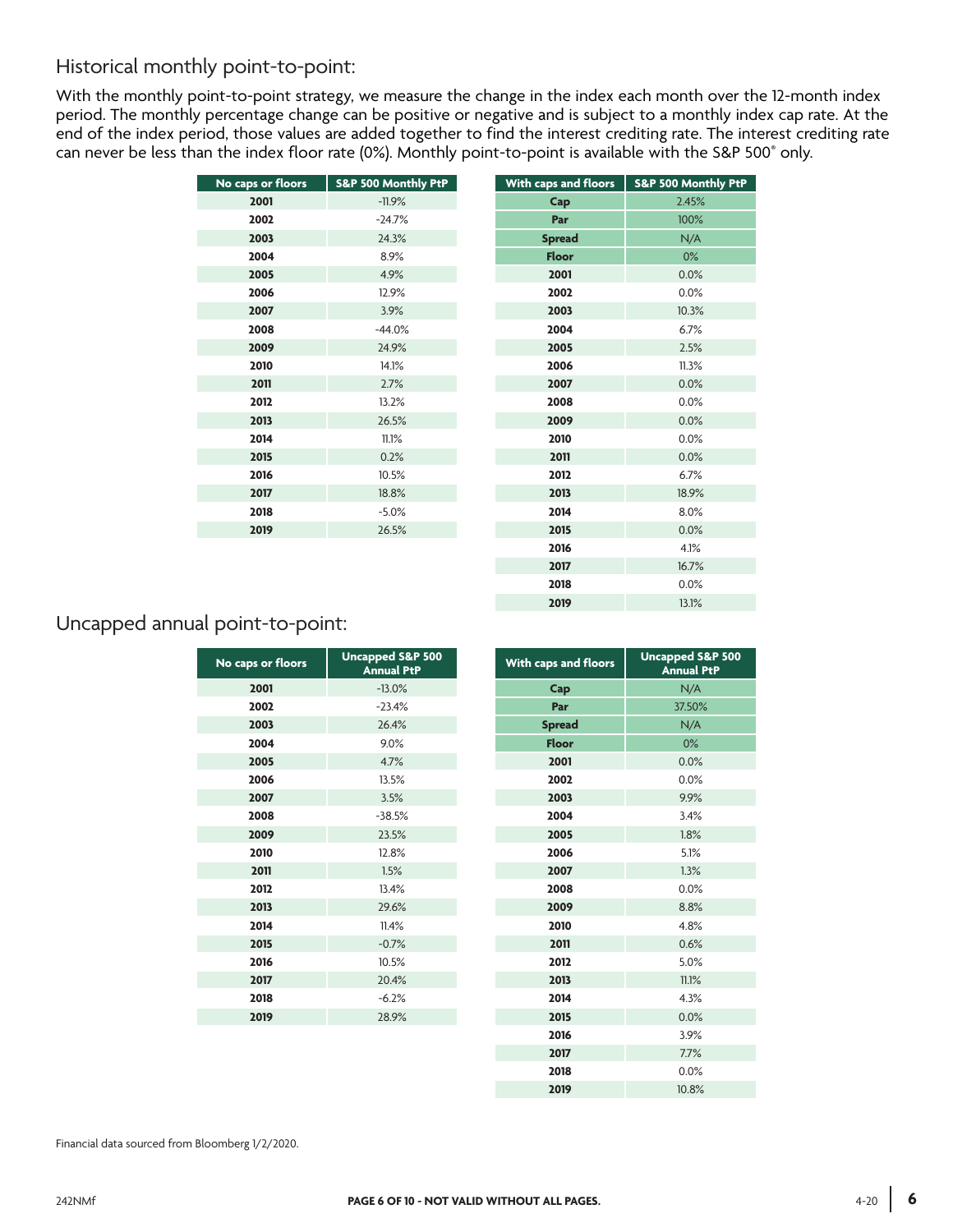## Historical monthly point-to-point:

With the monthly point-to-point strategy, we measure the change in the index each month over the 12-month index period. The monthly percentage change can be positive or negative and is subject to a monthly index cap rate. At the end of the index period, those values are added together to find the interest crediting rate. The interest crediting rate can never be less than the index floor rate (0%). Monthly point-to-point is available with the S&P 500® only.

| No caps or floors | S&P 500 Monthly PtP |
|---|---|
| 2001 | -11.9% |
| 2002 | -24.7% |
| 2003 | 24.3% |
| 2004 | 8.9% |
| 2005 | 4.9% |
| 2006 | 12.9% |
| 2007 | 3.9% |
| 2008 | -44.0% |
| 2009 | 24.9% |
| 2010 | 14.1% |
| 2011 | 2.7% |
| 2012 | 13.2% |
| 2013 | 26.5% |
| 2014 | 11.1% |
| 2015 | 0.2% |
| 2016 | 10.5% |
| 2017 | 18.8% |
| 2018 | -5.0% |
| 2019 | 26.5% |

| With caps and floors | S&P 500 Monthly PtP |
|---|---|
| Cap | 2.45% |
| Par | 100% |
| Spread | N/A |
| Floor | 0% |
| 2001 | 0.0% |
| 2002 | 0.0% |
| 2003 | 10.3% |
| 2004 | 6.7% |
| 2005 | 2.5% |
| 2006 | 11.3% |
| 2007 | 0.0% |
| 2008 | 0.0% |
| 2009 | 0.0% |
| 2010 | 0.0% |
| 2011 | 0.0% |
| 2012 | 6.7% |
| 2013 | 18.9% |
| 2014 | 8.0% |
| 2015 | 0.0% |
| 2016 | 4.1% |
| 2017 | 16.7% |
| 2018 | 0.0% |
| 2019 | 13.1% |

## Uncapped annual point-to-point:

| No caps or floors | Uncapped S&P 500 Annual PtP |
|---|---|
| 2001 | -13.0% |
| 2002 | -23.4% |
| 2003 | 26.4% |
| 2004 | 9.0% |
| 2005 | 4.7% |
| 2006 | 13.5% |
| 2007 | 3.5% |
| 2008 | -38.5% |
| 2009 | 23.5% |
| 2010 | 12.8% |
| 2011 | 1.5% |
| 2012 | 13.4% |
| 2013 | 29.6% |
| 2014 | 11.4% |
| 2015 | -0.7% |
| 2016 | 10.5% |
| 2017 | 20.4% |
| 2018 | -6.2% |
| 2019 | 28.9% |

| With caps and floors | Uncapped S&P 500 Annual PtP |
|---|---|
| Cap | N/A |
| Par | 37.50% |
| Spread | N/A |
| Floor | 0% |
| 2001 | 0.0% |
| 2002 | 0.0% |
| 2003 | 9.9% |
| 2004 | 3.4% |
| 2005 | 1.8% |
| 2006 | 5.1% |
| 2007 | 1.3% |
| 2008 | 0.0% |
| 2009 | 8.8% |
| 2010 | 4.8% |
| 2011 | 0.6% |
| 2012 | 5.0% |
| 2013 | 11.1% |
| 2014 | 4.3% |
| 2015 | 0.0% |
| 2016 | 3.9% |
| 2017 | 7.7% |
| 2018 | 0.0% |
| 2019 | 10.8% |

Financial data sourced from Bloomberg 1/2/2020.

242NMf | PAGE 6 OF 10 - NOT VALID WITHOUT ALL PAGES. | 4-20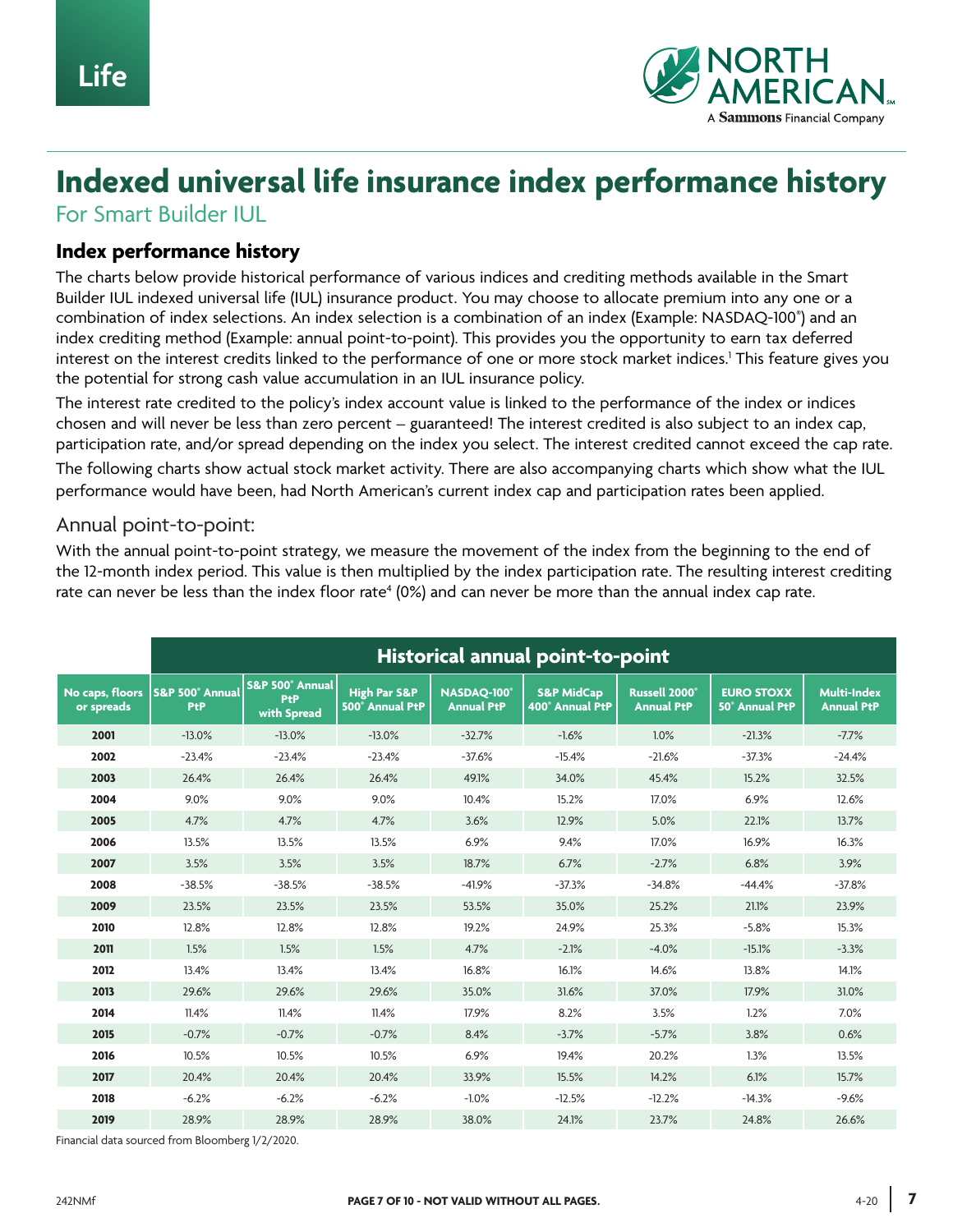Life

NORTH AMERICAN
A Sammons Financial Company

# Indexed universal life insurance index performance history

For Smart Builder IUL

## Index performance history

The charts below provide historical performance of various indices and crediting methods available in the Smart Builder IUL indexed universal life (IUL) insurance product. You may choose to allocate premium into any one or a combination of index selections. An index selection is a combination of an index (Example: NASDAQ-100®) and an index crediting method (Example: annual point-to-point). This provides you the opportunity to earn tax deferred interest on the interest credits linked to the performance of one or more stock market indices.[1] This feature gives you the potential for strong cash value accumulation in an IUL insurance policy.

The interest rate credited to the policy's index account value is linked to the performance of the index or indices chosen and will never be less than zero percent – guaranteed! The interest credited is also subject to an index cap, participation rate, and/or spread depending on the index you select. The interest credited cannot exceed the cap rate.

The following charts show actual stock market activity. There are also accompanying charts which show what the IUL performance would have been, had North American's current index cap and participation rates been applied.

### Annual point-to-point:

With the annual point-to-point strategy, we measure the movement of the index from the beginning to the end of the 12-month index period. This value is then multiplied by the index participation rate. The resulting interest crediting rate can never be less than the index floor rate[4] (0%) and can never be more than the annual index cap rate.

| | Historical annual point-to-point | | | | | | | |
|---|---|---|---|---|---|---|---|---|
| No caps, floors or spreads | S&P 500® Annual PtP | S&P 500® Annual PtP with Spread | High Par S&P 500® Annual PtP | NASDAQ-100® Annual PtP | S&P MidCap 400® Annual PtP | Russell 2000® Annual PtP | EURO STOXX 50® Annual PtP | Multi-Index Annual PtP |
| 2001 | -13.0% | -13.0% | -13.0% | -32.7% | -1.6% | 1.0% | -21.3% | -7.7% |
| 2002 | -23.4% | -23.4% | -23.4% | -37.6% | -15.4% | -21.6% | -37.3% | -24.4% |
| 2003 | 26.4% | 26.4% | 26.4% | 49.1% | 34.0% | 45.4% | 15.2% | 32.5% |
| 2004 | 9.0% | 9.0% | 9.0% | 10.4% | 15.2% | 17.0% | 6.9% | 12.6% |
| 2005 | 4.7% | 4.7% | 4.7% | 3.6% | 12.9% | 5.0% | 22.1% | 13.7% |
| 2006 | 13.5% | 13.5% | 13.5% | 6.9% | 9.4% | 17.0% | 16.9% | 16.3% |
| 2007 | 3.5% | 3.5% | 3.5% | 18.7% | 6.7% | -2.7% | 6.8% | 3.9% |
| 2008 | -38.5% | -38.5% | -38.5% | -41.9% | -37.3% | -34.8% | -44.4% | -37.8% |
| 2009 | 23.5% | 23.5% | 23.5% | 53.5% | 35.0% | 25.2% | 21.1% | 23.9% |
| 2010 | 12.8% | 12.8% | 12.8% | 19.2% | 24.9% | 25.3% | -5.8% | 15.3% |
| 2011 | 1.5% | 1.5% | 1.5% | 4.7% | -2.1% | -4.0% | -15.1% | -3.3% |
| 2012 | 13.4% | 13.4% | 13.4% | 16.8% | 16.1% | 14.6% | 13.8% | 14.1% |
| 2013 | 29.6% | 29.6% | 29.6% | 35.0% | 31.6% | 37.0% | 17.9% | 31.0% |
| 2014 | 11.4% | 11.4% | 11.4% | 17.9% | 8.2% | 3.5% | 1.2% | 7.0% |
| 2015 | -0.7% | -0.7% | -0.7% | 8.4% | -3.7% | -5.7% | 3.8% | 0.6% |
| 2016 | 10.5% | 10.5% | 10.5% | 6.9% | 19.4% | 20.2% | 1.3% | 13.5% |
| 2017 | 20.4% | 20.4% | 20.4% | 33.9% | 15.5% | 14.2% | 6.1% | 15.7% |
| 2018 | -6.2% | -6.2% | -6.2% | -1.0% | -12.5% | -12.2% | -14.3% | -9.6% |
| 2019 | 28.9% | 28.9% | 28.9% | 38.0% | 24.1% | 23.7% | 24.8% | 26.6% |

Financial data sourced from Bloomberg 1/2/2020.

242NMf

PAGE 7 OF 10 - NOT VALID WITHOUT ALL PAGES.

4-20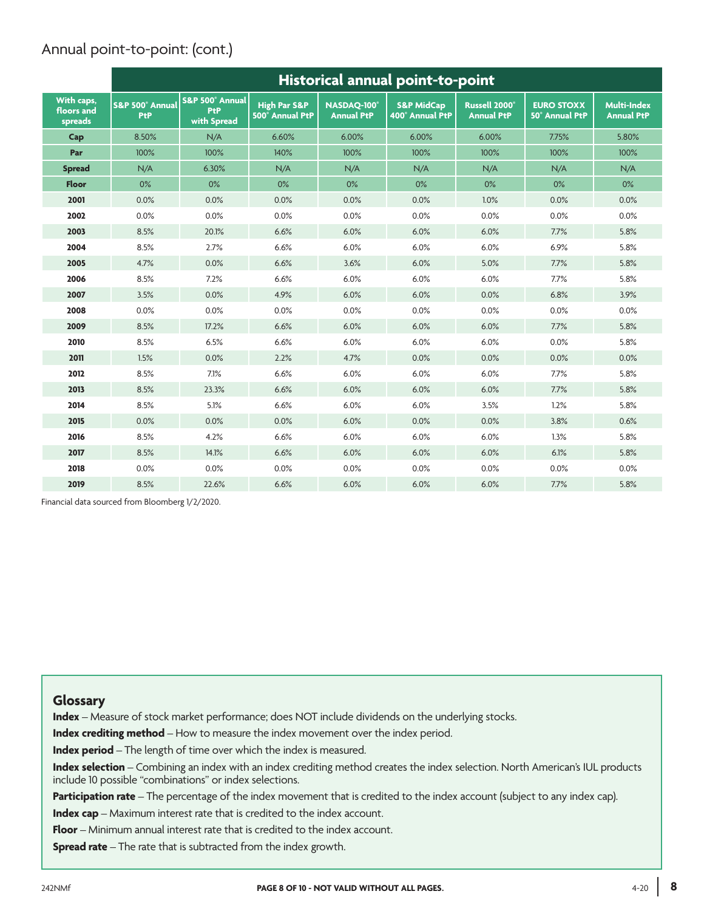## Annual point-to-point: (cont.)

| With caps, floors and spreads | Historical annual point-to-point | | | | | | | |
|---|---|---|---|---|---|---|---|---|
| | S&P 500® Annual PtP | S&P 500® Annual PtP with Spread | High Par S&P 500® Annual PtP | NASDAQ-100® Annual PtP | S&P MidCap 400® Annual PtP | Russell 2000® Annual PtP | EURO STOXX 50® Annual PtP | Multi-Index Annual PtP |
| **Cap** | 8.50% | N/A | 6.60% | 6.00% | 6.00% | 6.00% | 7.75% | 5.80% |
| **Par** | 100% | 100% | 140% | 100% | 100% | 100% | 100% | 100% |
| **Spread** | N/A | 6.30% | N/A | N/A | N/A | N/A | N/A | N/A |
| **Floor** | 0% | 0% | 0% | 0% | 0% | 0% | 0% | 0% |
| **2001** | 0.0% | 0.0% | 0.0% | 0.0% | 0.0% | 1.0% | 0.0% | 0.0% |
| **2002** | 0.0% | 0.0% | 0.0% | 0.0% | 0.0% | 0.0% | 0.0% | 0.0% |
| **2003** | 8.5% | 20.1% | 6.6% | 6.0% | 6.0% | 6.0% | 7.7% | 5.8% |
| **2004** | 8.5% | 2.7% | 6.6% | 6.0% | 6.0% | 6.0% | 6.9% | 5.8% |
| **2005** | 4.7% | 0.0% | 6.6% | 3.6% | 6.0% | 5.0% | 7.7% | 5.8% |
| **2006** | 8.5% | 7.2% | 6.6% | 6.0% | 6.0% | 6.0% | 7.7% | 5.8% |
| **2007** | 3.5% | 0.0% | 4.9% | 6.0% | 6.0% | 0.0% | 6.8% | 3.9% |
| **2008** | 0.0% | 0.0% | 0.0% | 0.0% | 0.0% | 0.0% | 0.0% | 0.0% |
| **2009** | 8.5% | 17.2% | 6.6% | 6.0% | 6.0% | 6.0% | 7.7% | 5.8% |
| **2010** | 8.5% | 6.5% | 6.6% | 6.0% | 6.0% | 6.0% | 0.0% | 5.8% |
| **2011** | 1.5% | 0.0% | 2.2% | 4.7% | 0.0% | 0.0% | 0.0% | 0.0% |
| **2012** | 8.5% | 7.1% | 6.6% | 6.0% | 6.0% | 6.0% | 7.7% | 5.8% |
| **2013** | 8.5% | 23.3% | 6.6% | 6.0% | 6.0% | 6.0% | 7.7% | 5.8% |
| **2014** | 8.5% | 5.1% | 6.6% | 6.0% | 6.0% | 3.5% | 1.2% | 5.8% |
| **2015** | 0.0% | 0.0% | 0.0% | 6.0% | 0.0% | 0.0% | 3.8% | 0.6% |
| **2016** | 8.5% | 4.2% | 6.6% | 6.0% | 6.0% | 6.0% | 1.3% | 5.8% |
| **2017** | 8.5% | 14.1% | 6.6% | 6.0% | 6.0% | 6.0% | 6.1% | 5.8% |
| **2018** | 0.0% | 0.0% | 0.0% | 0.0% | 0.0% | 0.0% | 0.0% | 0.0% |
| **2019** | 8.5% | 22.6% | 6.6% | 6.0% | 6.0% | 6.0% | 7.7% | 5.8% |

Financial data sourced from Bloomberg 1/2/2020.

### Glossary

**Index** – Measure of stock market performance; does NOT include dividends on the underlying stocks.

**Index crediting method** – How to measure the index movement over the index period.

**Index period** – The length of time over which the index is measured.

**Index selection** – Combining an index with an index crediting method creates the index selection. North American's IUL products include 10 possible "combinations" or index selections.

**Participation rate** – The percentage of the index movement that is credited to the index account (subject to any index cap).

**Index cap** – Maximum interest rate that is credited to the index account.

**Floor** – Minimum annual interest rate that is credited to the index account.

**Spread rate** – The rate that is subtracted from the index growth.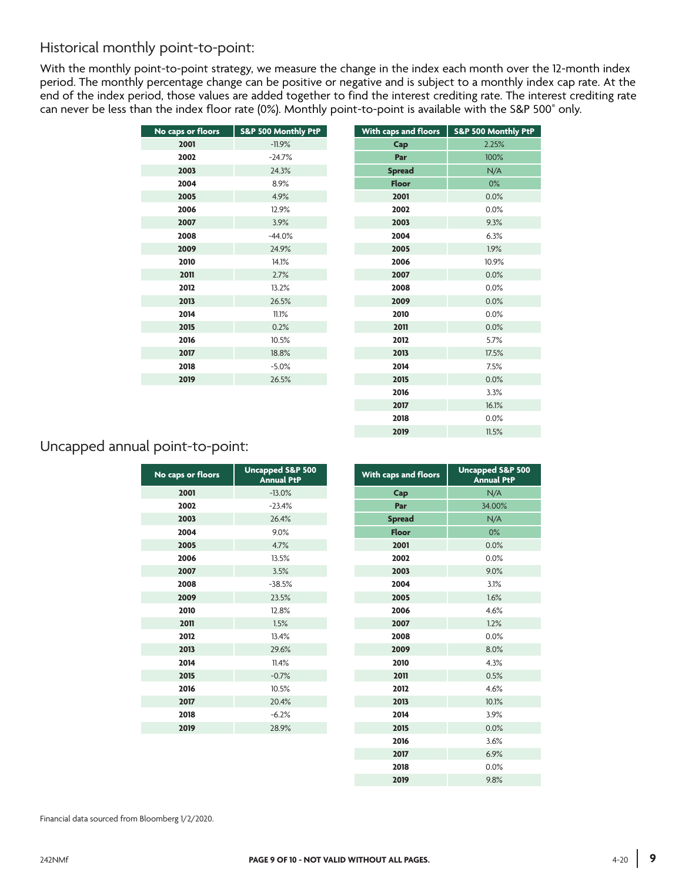## Historical monthly point-to-point:

With the monthly point-to-point strategy, we measure the change in the index each month over the 12-month index period. The monthly percentage change can be positive or negative and is subject to a monthly index cap rate. At the end of the index period, those values are added together to find the interest crediting rate. The interest crediting rate can never be less than the index floor rate (0%). Monthly point-to-point is available with the S&P 500® only.

| No caps or floors | S&P 500 Monthly PtP |
|---|---|
| 2001 | -11.9% |
| 2002 | -24.7% |
| 2003 | 24.3% |
| 2004 | 8.9% |
| 2005 | 4.9% |
| 2006 | 12.9% |
| 2007 | 3.9% |
| 2008 | -44.0% |
| 2009 | 24.9% |
| 2010 | 14.1% |
| 2011 | 2.7% |
| 2012 | 13.2% |
| 2013 | 26.5% |
| 2014 | 11.1% |
| 2015 | 0.2% |
| 2016 | 10.5% |
| 2017 | 18.8% |
| 2018 | -5.0% |
| 2019 | 26.5% |

| With caps and floors | S&P 500 Monthly PtP |
|---|---|
| Cap | 2.25% |
| Par | 100% |
| Spread | N/A |
| Floor | 0% |
| 2001 | 0.0% |
| 2002 | 0.0% |
| 2003 | 9.3% |
| 2004 | 6.3% |
| 2005 | 1.9% |
| 2006 | 10.9% |
| 2007 | 0.0% |
| 2008 | 0.0% |
| 2009 | 0.0% |
| 2010 | 0.0% |
| 2011 | 0.0% |
| 2012 | 5.7% |
| 2013 | 17.5% |
| 2014 | 7.5% |
| 2015 | 0.0% |
| 2016 | 3.3% |
| 2017 | 16.1% |
| 2018 | 0.0% |
| 2019 | 11.5% |

## Uncapped annual point-to-point:

| No caps or floors | Uncapped S&P 500 Annual PtP |
|---|---|
| 2001 | -13.0% |
| 2002 | -23.4% |
| 2003 | 26.4% |
| 2004 | 9.0% |
| 2005 | 4.7% |
| 2006 | 13.5% |
| 2007 | 3.5% |
| 2008 | -38.5% |
| 2009 | 23.5% |
| 2010 | 12.8% |
| 2011 | 1.5% |
| 2012 | 13.4% |
| 2013 | 29.6% |
| 2014 | 11.4% |
| 2015 | -0.7% |
| 2016 | 10.5% |
| 2017 | 20.4% |
| 2018 | -6.2% |
| 2019 | 28.9% |

| With caps and floors | Uncapped S&P 500 Annual PtP |
|---|---|
| Cap | N/A |
| Par | 34.00% |
| Spread | N/A |
| Floor | 0% |
| 2001 | 0.0% |
| 2002 | 0.0% |
| 2003 | 9.0% |
| 2004 | 3.1% |
| 2005 | 1.6% |
| 2006 | 4.6% |
| 2007 | 1.2% |
| 2008 | 0.0% |
| 2009 | 8.0% |
| 2010 | 4.3% |
| 2011 | 0.5% |
| 2012 | 4.6% |
| 2013 | 10.1% |
| 2014 | 3.9% |
| 2015 | 0.0% |
| 2016 | 3.6% |
| 2017 | 6.9% |
| 2018 | 0.0% |
| 2019 | 9.8% |

Financial data sourced from Bloomberg 1/2/2020.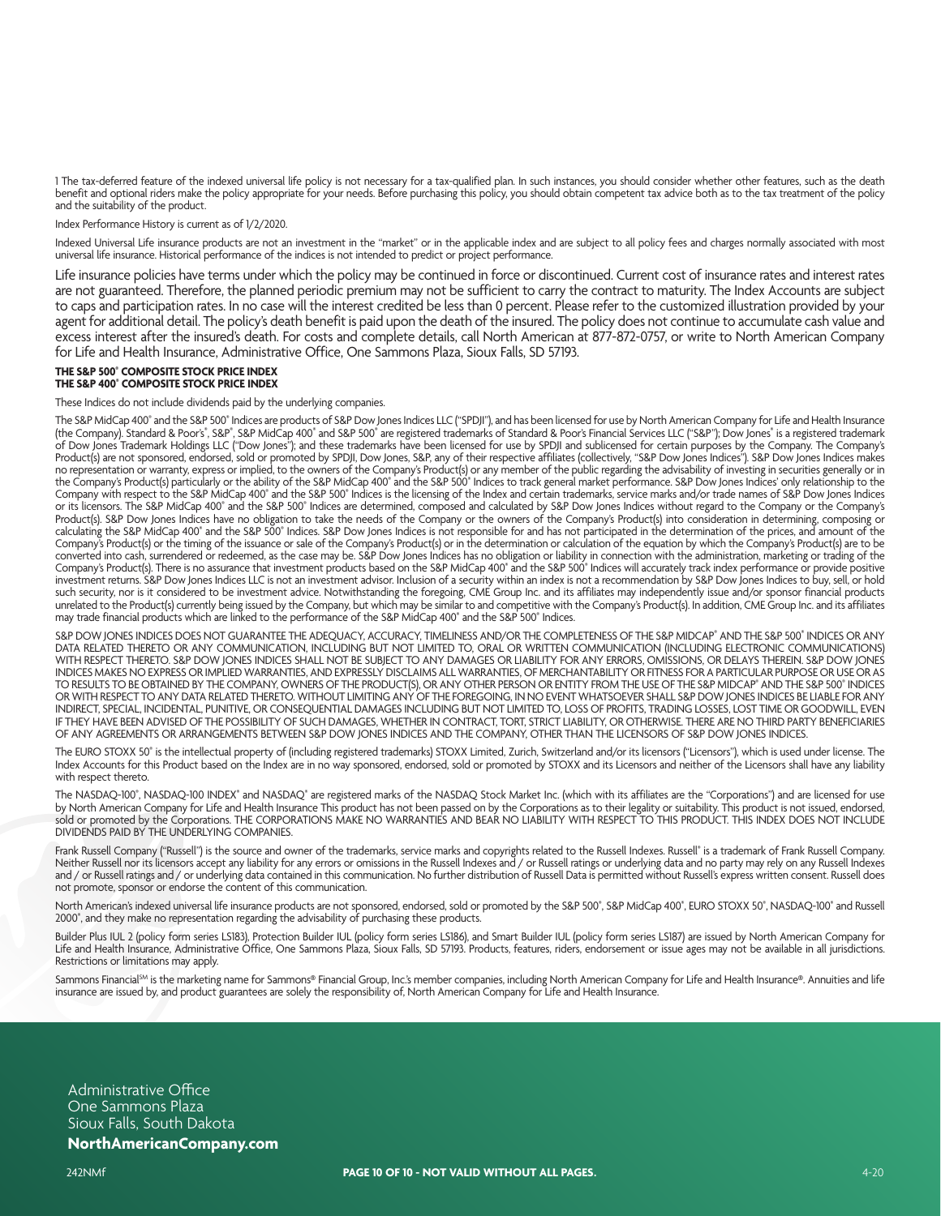1 The tax-deferred feature of the indexed universal life policy is not necessary for a tax-qualified plan. In such instances, you should consider whether other features, such as the death benefit and optional riders make the policy appropriate for your needs. Before purchasing this policy, you should obtain competent tax advice both as to the tax treatment of the policy and the suitability of the product.

Index Performance History is current as of 1/2/2020.

Indexed Universal Life insurance products are not an investment in the "market" or in the applicable index and are subject to all policy fees and charges normally associated with most universal life insurance. Historical performance of the indices is not intended to predict or project performance.

Life insurance policies have terms under which the policy may be continued in force or discontinued. Current cost of insurance rates and interest rates are not guaranteed. Therefore, the planned periodic premium may not be sufficient to carry the contract to maturity. The Index Accounts are subject to caps and participation rates. In no case will the interest credited be less than 0 percent. Please refer to the customized illustration provided by your agent for additional detail. The policy's death benefit is paid upon the death of the insured. The policy does not continue to accumulate cash value and excess interest after the insured's death. For costs and complete details, call North American at 877-872-0757, or write to North American Company for Life and Health Insurance, Administrative Office, One Sammons Plaza, Sioux Falls, SD 57193.

**THE S&P 500® COMPOSITE STOCK PRICE INDEX**
**THE S&P 400® COMPOSITE STOCK PRICE INDEX**

These Indices do not include dividends paid by the underlying companies.

The S&P MidCap 400® and the S&P 500® Indices are products of S&P Dow Jones Indices LLC ("SPDJI"), and has been licensed for use by North American Company for Life and Health Insurance (the Company). Standard & Poor's®, S&P®, S&P MidCap 400® and S&P 500® are registered trademarks of Standard & Poor's Financial Services LLC ("S&P"); Dow Jones® is a registered trademark of Dow Jones Trademark Holdings LLC ("Dow Jones"); and these trademarks have been licensed for use by SPDJI and sublicensed for certain purposes by the Company. The Company's Product(s) are not sponsored, endorsed, sold or promoted by SPDJI, Dow Jones, S&P, any of their respective affiliates (collectively, "S&P Dow Jones Indices"). S&P Dow Jones Indices makes no representation or warranty, express or implied, to the owners of the Company's Product(s) or any member of the public regarding the advisability of investing in securities generally or in the Company's Product(s) particularly or the ability of the S&P MidCap 400® and the S&P 500® Indices to track general market performance. S&P Dow Jones Indices' only relationship to the Company with respect to the S&P MidCap 400® and the S&P 500® Indices is the licensing of the Index and certain trademarks, service marks and/or trade names of S&P Dow Jones Indices or its licensors. The S&P MidCap 400® and the S&P 500® Indices are determined, composed and calculated by S&P Dow Jones Indices without regard to the Company or the Company's Product(s). S&P Dow Jones Indices have no obligation to take the needs of the Company or the owners of the Company's Product(s) into consideration in determining, composing or calculating the S&P MidCap 400® and the S&P 500® Indices. S&P Dow Jones Indices is not responsible for and has not participated in the determination of the prices, and amount of the Company's Product(s) or the timing of the issuance or sale of the Company's Product(s) or in the determination or calculation of the equation by which the Company's Product(s) are to be converted into cash, surrendered or redeemed, as the case may be. S&P Dow Jones Indices has no obligation or liability in connection with the administration, marketing or trading of the Company's Product(s). There is no assurance that investment products based on the S&P MidCap 400® and the S&P 500® Indices will accurately track index performance or provide positive investment returns. S&P Dow Jones Indices LLC is not an investment advisor. Inclusion of a security within an index is not a recommendation by S&P Dow Jones Indices to buy, sell, or hold such security, nor is it considered to be investment advice. Notwithstanding the foregoing, CME Group Inc. and its affiliates may independently issue and/or sponsor financial products unrelated to the Product(s) currently being issued by the Company, but which may be similar to and competitive with the Company's Product(s). In addition, CME Group Inc. and its affiliates may trade financial products which are linked to the performance of the S&P MidCap 400® and the S&P 500® Indices.

S&P DOW JONES INDICES DOES NOT GUARANTEE THE ADEQUACY, ACCURACY, TIMELINESS AND/OR THE COMPLETENESS OF THE S&P MIDCAP® AND THE S&P 500® INDICES OR ANY DATA RELATED THERETO OR ANY COMMUNICATION, INCLUDING BUT NOT LIMITED TO, ORAL OR WRITTEN COMMUNICATION (INCLUDING ELECTRONIC COMMUNICATIONS) WITH RESPECT THERETO. S&P DOW JONES INDICES SHALL NOT BE SUBJECT TO ANY DAMAGES OR LIABILITY FOR ANY ERRORS, OMISSIONS, OR DELAYS THEREIN. S&P DOW JONES INDICES MAKES NO EXPRESS OR IMPLIED WARRANTIES, AND EXPRESSLY DISCLAIMS ALL WARRANTIES, OF MERCHANTABILITY OR FITNESS FOR A PARTICULAR PURPOSE OR USE OR AS TO RESULTS TO BE OBTAINED BY THE COMPANY, OWNERS OF THE PRODUCT(S), OR ANY OTHER PERSON OR ENTITY FROM THE USE OF THE S&P MIDCAP® AND THE S&P 500® INDICES OR WITH RESPECT TO ANY DATA RELATED THERETO. WITHOUT LIMITING ANY OF THE FOREGOING, IN NO EVENT WHATSOEVER SHALL S&P DOW JONES INDICES BE LIABLE FOR ANY INDIRECT, SPECIAL, INCIDENTAL, PUNITIVE, OR CONSEQUENTIAL DAMAGES INCLUDING BUT NOT LIMITED TO, LOSS OF PROFITS, TRADING LOSSES, LOST TIME OR GOODWILL, EVEN IF THEY HAVE BEEN ADVISED OF THE POSSIBILITY OF SUCH DAMAGES, WHETHER IN CONTRACT, TORT, STRICT LIABILITY, OR OTHERWISE. THERE ARE NO THIRD PARTY BENEFICIARIES OF ANY AGREEMENTS OR ARRANGEMENTS BETWEEN S&P DOW JONES INDICES AND THE COMPANY, OTHER THAN THE LICENSORS OF S&P DOW JONES INDICES.

The EURO STOXX 50® is the intellectual property of (including registered trademarks) STOXX Limited, Zurich, Switzerland and/or its licensors ("Licensors"), which is used under license. The Index Accounts for this Product based on the Index are in no way sponsored, endorsed, sold or promoted by STOXX and its Licensors and neither of the Licensors shall have any liability with respect thereto.

The NASDAQ-100®, NASDAQ-100 INDEX® and NASDAQ® are registered marks of the NASDAQ Stock Market Inc. (which with its affiliates are the "Corporations") and are licensed for use by North American Company for Life and Health Insurance This product has not been passed on by the Corporations as to their legality or suitability. This product is not issued, endorsed, sold or promoted by the Corporations. THE CORPORATIONS MAKE NO WARRANTIES AND BEAR NO LIABILITY WITH RESPECT TO THIS PRODUCT. THIS INDEX DOES NOT INCLUDE DIVIDENDS PAID BY THE UNDERLYING COMPANIES.

Frank Russell Company ("Russell") is the source and owner of the trademarks, service marks and copyrights related to the Russell Indexes. Russell® is a trademark of Frank Russell Company. Neither Russell nor its licensors accept any liability for any errors or omissions in the Russell Indexes and / or Russell ratings or underlying data and no party may rely on any Russell Indexes and / or Russell ratings and / or underlying data contained in this communication. No further distribution of Russell Data is permitted without Russell's express written consent. Russell does not promote, sponsor or endorse the content of this communication.

North American's indexed universal life insurance products are not sponsored, endorsed, sold or promoted by the S&P 500®, S&P MidCap 400®, EURO STOXX 50®, NASDAQ-100® and Russell 2000®, and they make no representation regarding the advisability of purchasing these products.

Builder Plus IUL 2 (policy form series LS183), Protection Builder IUL (policy form series LS186), and Smart Builder IUL (policy form series LS187) are issued by North American Company for Life and Health Insurance, Administrative Office, One Sammons Plaza, Sioux Falls, SD 57193. Products, features, riders, endorsement or issue ages may not be available in all jurisdictions. Restrictions or limitations may apply.

Sammons Financial℠ is the marketing name for Sammons® Financial Group, Inc.'s member companies, including North American Company for Life and Health Insurance®. Annuities and life insurance are issued by, and product guarantees are solely the responsibility of, North American Company for Life and Health Insurance.

Administrative Office
One Sammons Plaza
Sioux Falls, South Dakota
**NorthAmericanCompany.com**

242NMf

**NOT VALID WITHOUT ALL PAGES.**

4-20